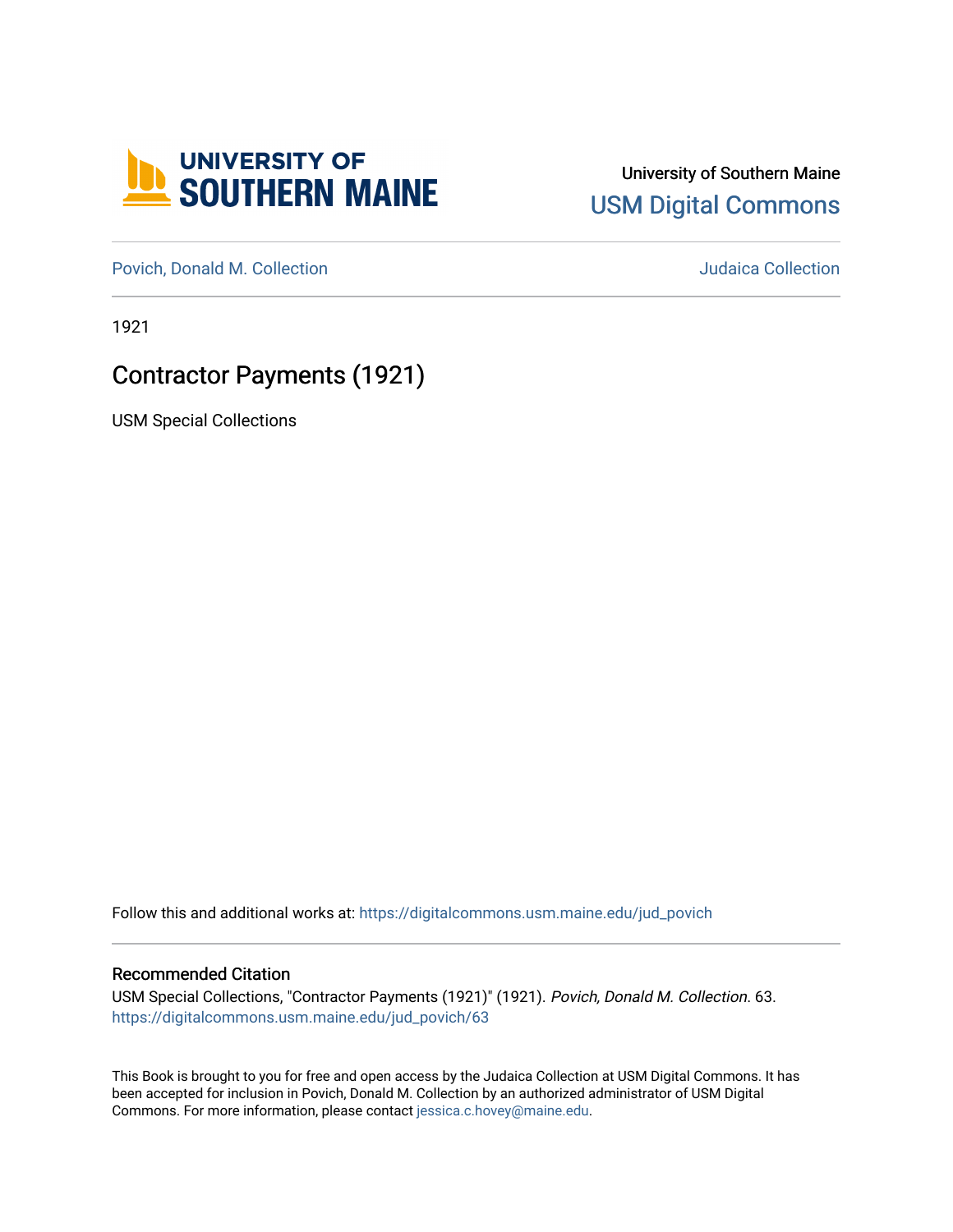University of Southern Maine

USM Digital Commons

Povich, Donald M. Collection

Judaica Collection

1921

# Contractor Payments (1921)

USM Special Collections

Follow this and additional works at: https://digitalcommons.usm.maine.edu/jud_povich

## Recommended Citation

USM Special Collections, "Contractor Payments (1921)" (1921). *Povich, Donald M. Collection*. 63.
https://digitalcommons.usm.maine.edu/jud_povich/63

This Book is brought to you for free and open access by the Judaica Collection at USM Digital Commons. It has been accepted for inclusion in Povich, Donald M. Collection by an authorized administrator of USM Digital Commons. For more information, please contact jessica.c.hovey@maine.edu.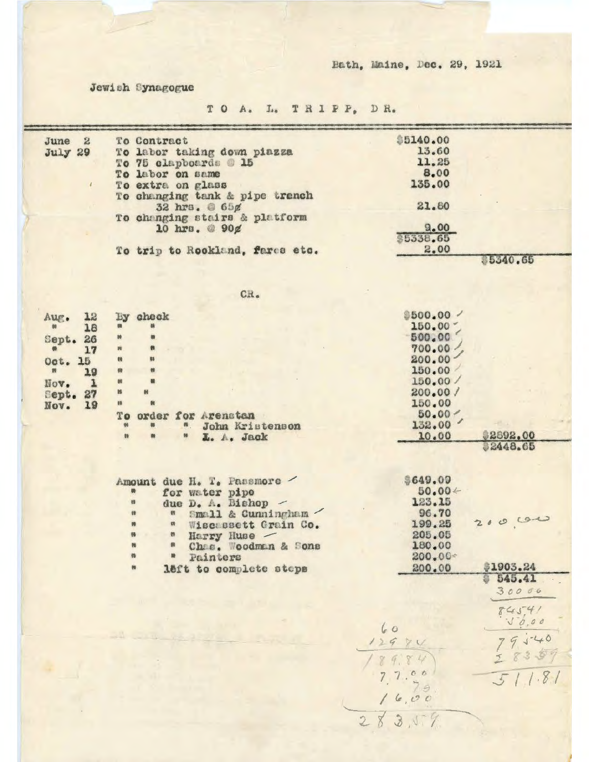Bath, Maine, Dec. 29, 1921

Jewish Synagogue

T O A. L. T R I P P, D R.

| | | | |
|---|---|---|---|
| June 2 | To Contract | $5140.00 | |
| July 29 | To labor taking down piazza | 13.60 | |
| | To 75 clapboards @ 15 | 11.25 | |
| | To labor on same | 8.00 | |
| | To extra on glass | 135.00 | |
| | To changing tank & pipe trench 32 hrs. @ 65¢ | 21.80 | |
| | To changing stairs & platform 10 hrs. @ 90¢ | 9.00 | |
| | | $5338.65 | |
| | To trip to Rockland, fares etc. | 2.00 | |
| | | | $5340.65 |

CR.

| | | | |
|---|---|---|---|
| Aug. 12 | By check | $500.00 ✓ | |
| " 18 | " " | 150.00 ✓ | |
| Sept. 26 | " " | 500.00 ✓ | |
| " 17 | " " | 700.00 ✓ | |
| Oct. 15 | " " | 200.00 ✓ | |
| " 19 | " " | 150.00 ✓ | |
| Nov. 1 | " " | 150.00 ✓ | |
| Sept. 27 | " " | 200.00 ✓ | |
| Nov. 19 | " " | 150.00 | |
| | To order for Arenstan | 50.00 ✓ | |
| | " " " John Kristenson | 132.00 ✓ | |
| | " " " L. A. Jack | 10.00 | $2892.00 |
| | | | $2448.65 |

| | | |
|---|---|---|
| Amount due H. T. Passmore ✓ | $649.09 | |
| " for water pipe | 50.00 | |
| " due D. A. Bishop ✓ | 123.15 | |
| " " Small & Cunningham ✓ | 96.70 | |
| " " Wiscasset Grain Co. | 199.25 | 200.00 |
| " " Harry Huse ✓ | 205.05 | |
| " " Chas. Woodman & Sons | 180.00 | |
| " " Painters | 200.00 | |
| " left to complete steps | 200.00 | $1903.24 |
| | | $ 545.41 |

Handwritten calculations:

300.00

845.41
50.00
795.40
283.59
511.81

60
129.84
189.84
77.00
16.00
283.59